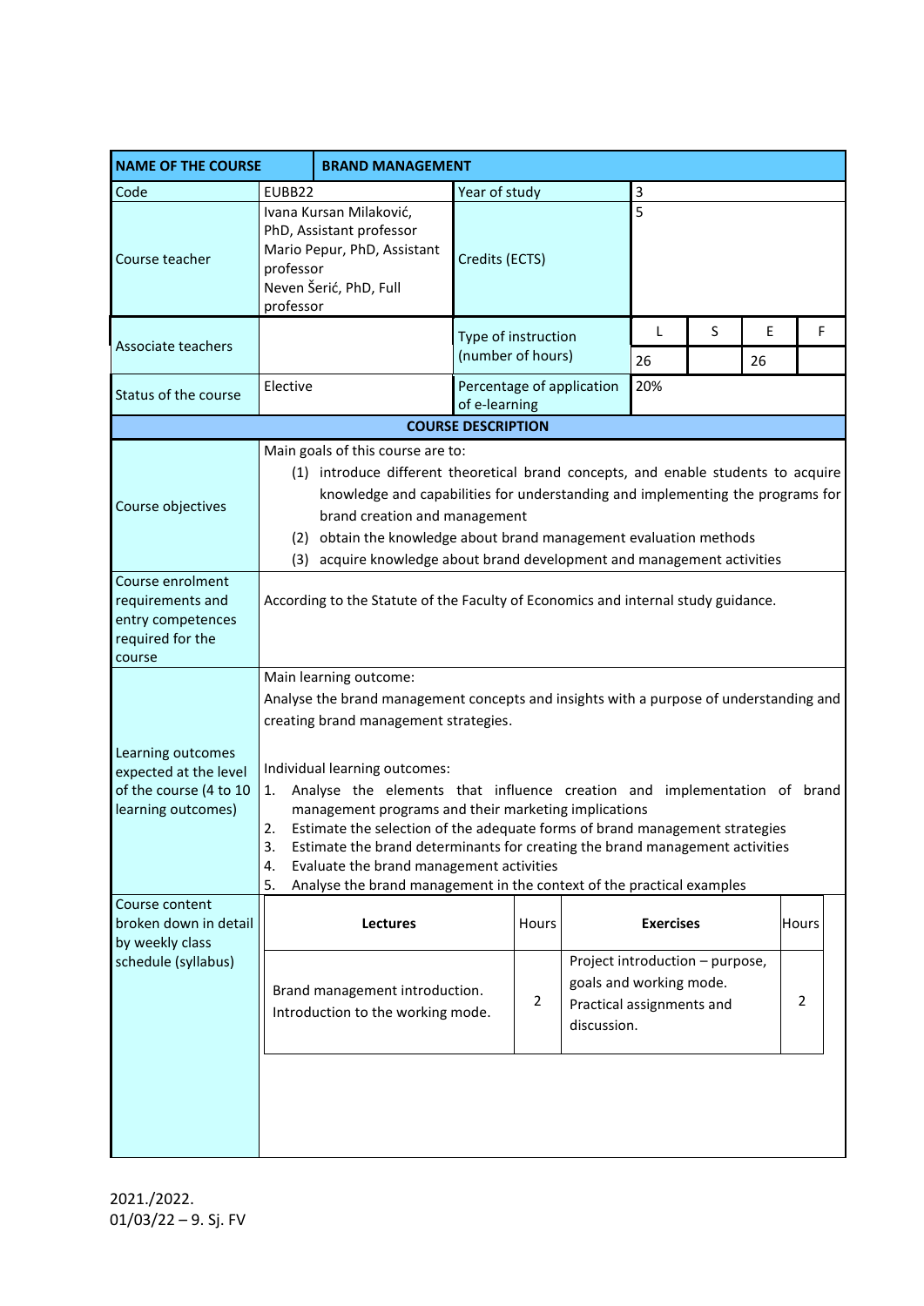| NAME OF THE COURSE | BRAND MANAGEMENT | | | | | |
|---|---|---|---|---|---|---|
| Code | EUBB22 | Year of study | 3 | | | |
| Course teacher | Ivana Kursan Milaković, PhD, Assistant professor<br>Mario Pepur, PhD, Assistant professor<br>Neven Šerić, PhD, Full professor | Credits (ECTS) | 5 | | | |
| Associate teachers | | Type of instruction (number of hours) | L | S | E | F |
| | | | 26 | | 26 | |
| Status of the course | Elective | Percentage of application of e-learning | 20% | | | |

**COURSE DESCRIPTION**

| | |
|---|---|
| Course objectives | Main goals of this course are to:<br>(1) introduce different theoretical brand concepts, and enable students to acquire knowledge and capabilities for understanding and implementing the programs for brand creation and management<br>(2) obtain the knowledge about brand management evaluation methods<br>(3) acquire knowledge about brand development and management activities |
| Course enrolment requirements and entry competences required for the course | According to the Statute of the Faculty of Economics and internal study guidance. |
| Learning outcomes expected at the level of the course (4 to 10 learning outcomes) | Main learning outcome:<br>Analyse the brand management concepts and insights with a purpose of understanding and creating brand management strategies.<br><br>Individual learning outcomes:<br>1. Analyse the elements that influence creation and implementation of brand management programs and their marketing implications<br>2. Estimate the selection of the adequate forms of brand management strategies<br>3. Estimate the brand determinants for creating the brand management activities<br>4. Evaluate the brand management activities<br>5. Analyse the brand management in the context of the practical examples |

Course content broken down in detail by weekly class schedule (syllabus)

| Lectures | Hours | Exercises | Hours |
|---|---|---|---|
| Brand management introduction. Introduction to the working mode. | 2 | Project introduction – purpose, goals and working mode. Practical assignments and discussion. | 2 |

2021./2022.
01/03/22 – 9. Sj. FV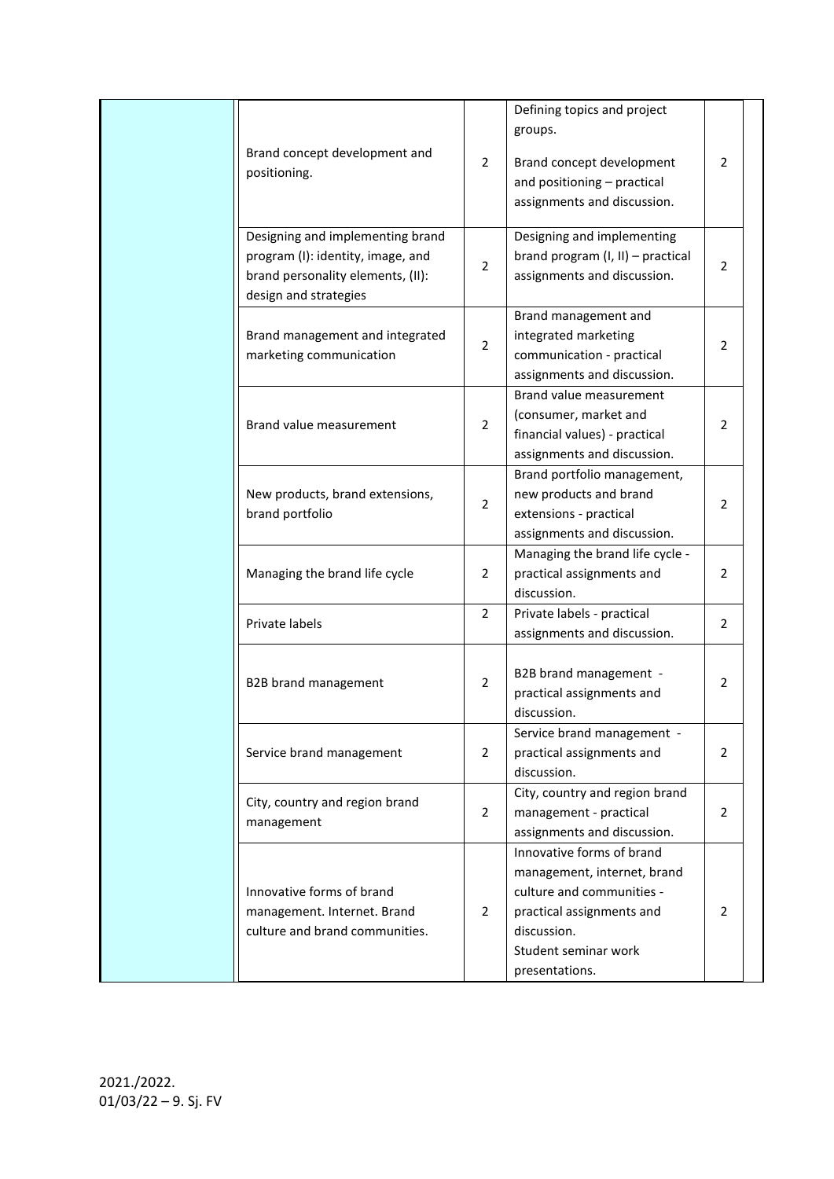| | | | | |
|---|---|---|---|---|
| | Brand concept development and positioning. | 2 | Defining topics and project groups. Brand concept development and positioning – practical assignments and discussion. | 2 |
| | Designing and implementing brand program (I): identity, image, and brand personality elements, (II): design and strategies | 2 | Designing and implementing brand program (I, II) – practical assignments and discussion. | 2 |
| | Brand management and integrated marketing communication | 2 | Brand management and integrated marketing communication - practical assignments and discussion. | 2 |
| | Brand value measurement | 2 | Brand value measurement (consumer, market and financial values) - practical assignments and discussion. | 2 |
| | New products, brand extensions, brand portfolio | 2 | Brand portfolio management, new products and brand extensions - practical assignments and discussion. | 2 |
| | Managing the brand life cycle | 2 | Managing the brand life cycle - practical assignments and discussion. | 2 |
| | Private labels | 2 | Private labels - practical assignments and discussion. | 2 |
| | B2B brand management | 2 | B2B brand management - practical assignments and discussion. | 2 |
| | Service brand management | 2 | Service brand management - practical assignments and discussion. | 2 |
| | City, country and region brand management | 2 | City, country and region brand management - practical assignments and discussion. | 2 |
| | Innovative forms of brand management. Internet. Brand culture and brand communities. | 2 | Innovative forms of brand management, internet, brand culture and communities - practical assignments and discussion. Student seminar work presentations. | 2 |

2021./2022.
01/03/22 – 9. Sj. FV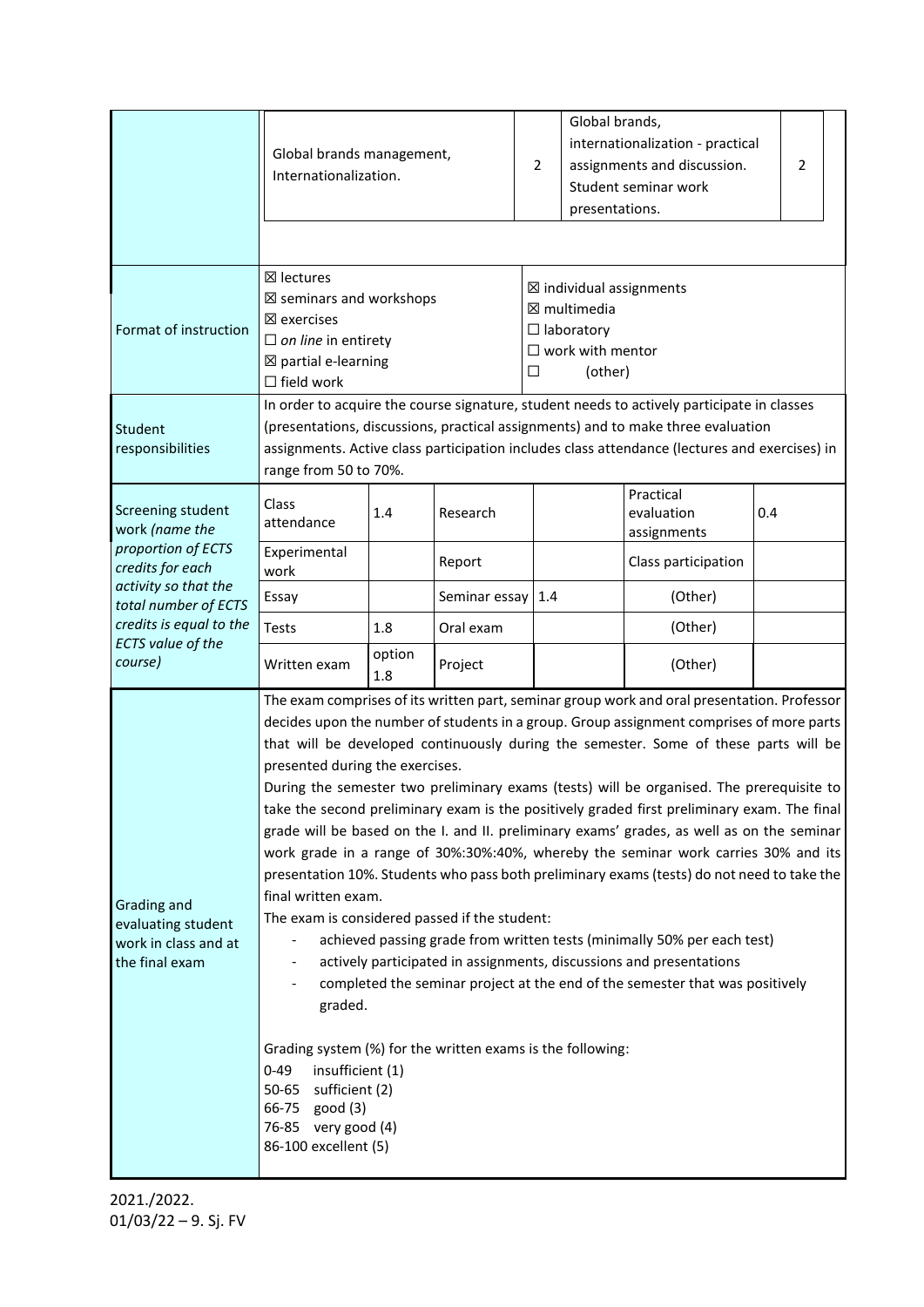| | | | | |
|---|---|---|---|---|
| | Global brands management, Internationalization. | 2 | Global brands, internationalization - practical assignments and discussion. Student seminar work presentations. | 2 |

| | | |
|---|---|---|
| Format of instruction | ☒ lectures<br>☒ seminars and workshops<br>☒ exercises<br>☐ *on line* in entirety<br>☒ partial e-learning<br>☐ field work | ☒ individual assignments<br>☒ multimedia<br>☐ laboratory<br>☐ work with mentor<br>☐ (other) |
| Student responsibilities | In order to acquire the course signature, student needs to actively participate in classes (presentations, discussions, practical assignments) and to make three evaluation assignments. Active class participation includes class attendance (lectures and exercises) in range from 50 to 70%. | |

| Screening student work *(name the proportion of ECTS credits for each activity so that the total number of ECTS credits is equal to the ECTS value of the course)* | | | | | | |
|---|---|---|---|---|---|---|
| Class attendance | 1.4 | Research | | Practical evaluation assignments | 0.4 |
| Experimental work | | Report | | Class participation | |
| Essay | | Seminar essay | 1.4 | (Other) | |
| Tests | 1.8 | Oral exam | | (Other) | |
| Written exam | option 1.8 | Project | | (Other) | |

**Grading and evaluating student work in class and at the final exam**

The exam comprises of its written part, seminar group work and oral presentation. Professor decides upon the number of students in a group. Group assignment comprises of more parts that will be developed continuously during the semester. Some of these parts will be presented during the exercises.

During the semester two preliminary exams (tests) will be organised. The prerequisite to take the second preliminary exam is the positively graded first preliminary exam. The final grade will be based on the I. and II. preliminary exams' grades, as well as on the seminar work grade in a range of 30%:30%:40%, whereby the seminar work carries 30% and its presentation 10%. Students who pass both preliminary exams (tests) do not need to take the final written exam.

The exam is considered passed if the student:

- achieved passing grade from written tests (minimally 50% per each test)
- actively participated in assignments, discussions and presentations
- completed the seminar project at the end of the semester that was positively graded.

Grading system (%) for the written exams is the following:

0-49 insufficient (1)
50-65 sufficient (2)
66-75 good (3)
76-85 very good (4)
86-100 excellent (5)

2021./2022.
01/03/22 – 9. Sj. FV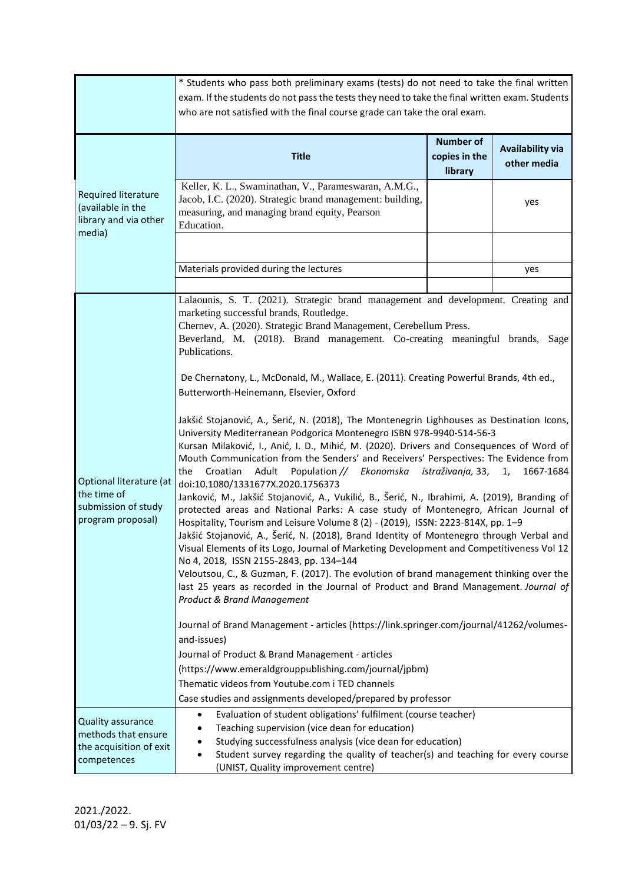| | |
|---|---|
| | * Students who pass both preliminary exams (tests) do not need to take the final written exam. If the students do not pass the tests they need to take the final written exam. Students who are not satisfied with the final course grade can take the oral exam. |

| | Title | Number of copies in the library | Availability via other media |
|---|---|---|---|
| Required literature (available in the library and via other media) | Keller, K. L., Swaminathan, V., Parameswaran, A.M.G., Jacob, I.C. (2020). Strategic brand management: building, measuring, and managing brand equity, Pearson Education. | | yes |
| | | | |
| | Materials provided during the lectures | | yes |
| | | | |

| | |
|---|---|
| Optional literature (at the time of submission of study program proposal) | Lalaounis, S. T. (2021). Strategic brand management and development. Creating and marketing successful brands, Routledge.<br>Chernev, A. (2020). Strategic Brand Management, Cerebellum Press.<br>Beverland, M. (2018). Brand management. Co-creating meaningful brands, Sage Publications.<br><br>De Chernatony, L., McDonald, M., Wallace, E. (2011). Creating Powerful Brands, 4th ed., Butterworth-Heinemann, Elsevier, Oxford<br><br>Jakšić Stojanović, A., Šerić, N. (2018), The Montenegrin Lighhouses as Destination Icons, University Mediterranean Podgorica Montenegro ISBN 978-9940-514-56-3<br>Kursan Milaković, I., Anić, I. D., Mihić, M. (2020). Drivers and Consequences of Word of Mouth Communication from the Senders' and Receivers' Perspectives: The Evidence from the Croatian Adult Population // *Ekonomska istraživanja,* 33, 1, 1667-1684 doi:10.1080/1331677X.2020.1756373<br>Janković, M., Jakšić Stojanović, A., Vukilić, B., Šerić, N., Ibrahimi, A. (2019), Branding of protected areas and National Parks: A case study of Montenegro, African Journal of Hospitality, Tourism and Leisure Volume 8 (2) - (2019), ISSN: 2223-814X, pp. 1–9<br>Jakšić Stojanović, A., Šerić, N. (2018), Brand Identity of Montenegro through Verbal and Visual Elements of its Logo, Journal of Marketing Development and Competitiveness Vol 12 No 4, 2018, ISSN 2155-2843, pp. 134–144<br>Veloutsou, C., & Guzman, F. (2017). The evolution of brand management thinking over the last 25 years as recorded in the Journal of Product and Brand Management. *Journal of Product & Brand Management*<br><br>Journal of Brand Management - articles (https://link.springer.com/journal/41262/volumes-and-issues)<br>Journal of Product & Brand Management - articles (https://www.emeraldgrouppublishing.com/journal/jpbm)<br>Thematic videos from Youtube.com i TED channels<br>Case studies and assignments developed/prepared by professor |
| Quality assurance methods that ensure the acquisition of exit competences | • Evaluation of student obligations' fulfilment (course teacher)<br>• Teaching supervision (vice dean for education)<br>• Studying successfulness analysis (vice dean for education)<br>• Student survey regarding the quality of teacher(s) and teaching for every course (UNIST, Quality improvement centre) |

2021./2022.
01/03/22 – 9. Sj. FV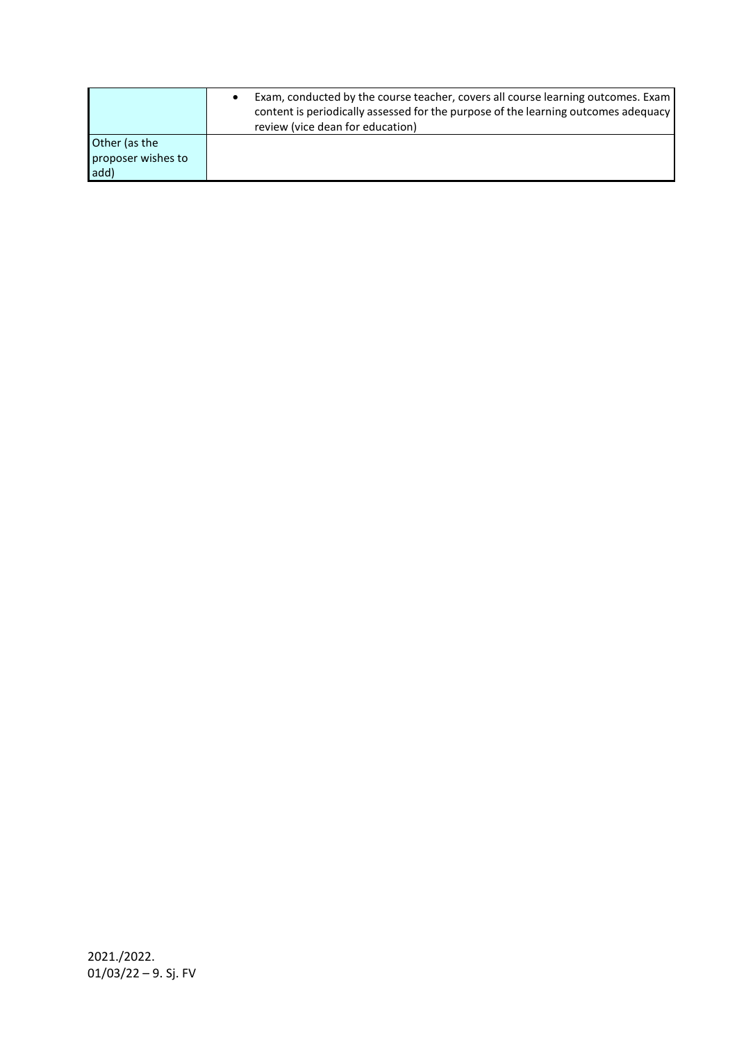| | |
|---|---|
| | • Exam, conducted by the course teacher, covers all course learning outcomes. Exam content is periodically assessed for the purpose of the learning outcomes adequacy review (vice dean for education) |
| Other (as the proposer wishes to add) | |

2021./2022.
01/03/22 – 9. Sj. FV